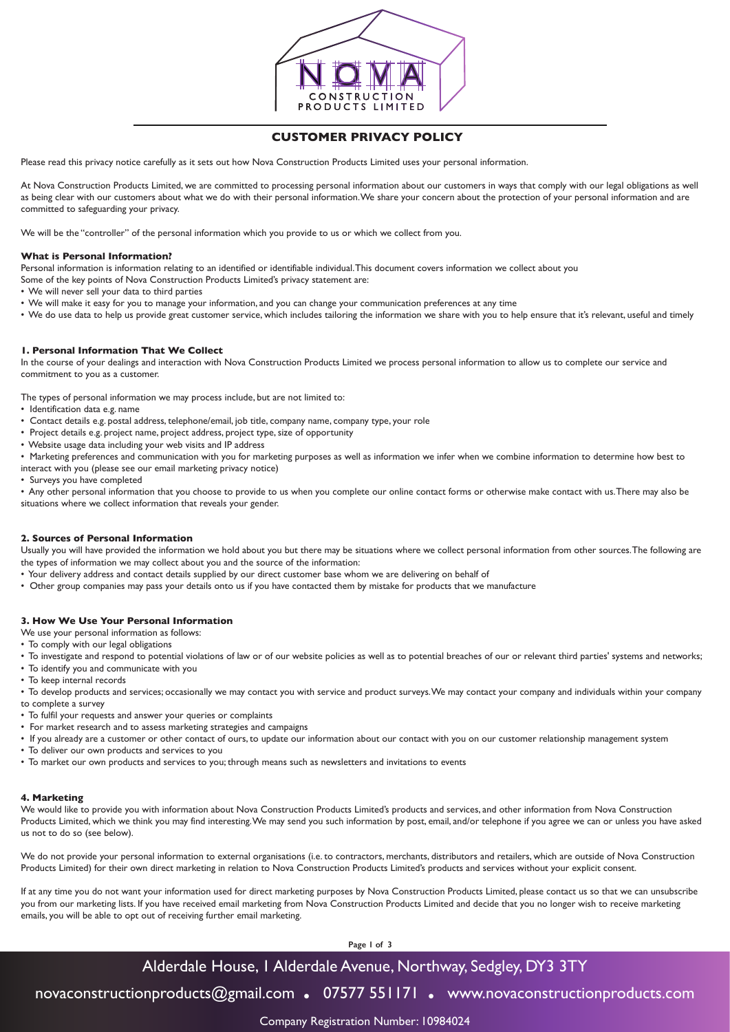# CUSTOMER PRIVACY POLICY

Please read this privacy notice carefully as it sets out how Nova Construction Products Limited uses your personal information.

At Nova Construction Products Limited, we are committed to processing personal information about our customers in ways that comply with our legal obligations as well as being clear with our customers about what we do with their personal information. We share your concern about the protection of your personal information and are committed to safeguarding your privacy.

We will be the "controller" of the personal information which you provide to us or which we collect from you.

### What is Personal Information?

Personal information is information relating to an identified or identifiable individual. This document covers information we collect about you

Some of the key points of Nova Construction Products Limited's privacy statement are:

- We will never sell your data to third parties
- We will make it easy for you to manage your information, and you can change your communication preferences at any time
- We do use data to help us provide great customer service, which includes tailoring the information we share with you to help ensure that it's relevant, useful and timely

### 1. Personal Information That We Collect

In the course of your dealings and interaction with Nova Construction Products Limited we process personal information to allow us to complete our service and commitment to you as a customer.

The types of personal information we may process include, but are not limited to:

- Identification data e.g. name
- Contact details e.g. postal address, telephone/email, job title, company name, company type, your role
- Project details e.g. project name, project address, project type, size of opportunity
- Website usage data including your web visits and IP address
- Marketing preferences and communication with you for marketing purposes as well as information we infer when we combine information to determine how best to interact with you (please see our email marketing privacy notice)
- Surveys you have completed
- Any other personal information that you choose to provide to us when you complete our online contact forms or otherwise make contact with us. There may also be situations where we collect information that reveals your gender.

### 2. Sources of Personal Information

Usually you will have provided the information we hold about you but there may be situations where we collect personal information from other sources. The following are the types of information we may collect about you and the source of the information:

- Your delivery address and contact details supplied by our direct customer base whom we are delivering on behalf of
- Other group companies may pass your details onto us if you have contacted them by mistake for products that we manufacture

### 3. How We Use Your Personal Information

We use your personal information as follows:

- To comply with our legal obligations
- To investigate and respond to potential violations of law or of our website policies as well as to potential breaches of our or relevant third parties' systems and networks;
- To identify you and communicate with you
- To keep internal records
- To develop products and services; occasionally we may contact you with service and product surveys. We may contact your company and individuals within your company to complete a survey
- To fulfil your requests and answer your queries or complaints
- For market research and to assess marketing strategies and campaigns
- If you already are a customer or other contact of ours, to update our information about our contact with you on our customer relationship management system
- To deliver our own products and services to you
- To market our own products and services to you; through means such as newsletters and invitations to events

### 4. Marketing

We would like to provide you with information about Nova Construction Products Limited's products and services, and other information from Nova Construction Products Limited, which we think you may find interesting. We may send you such information by post, email, and/or telephone if you agree we can or unless you have asked us not to do so (see below).

We do not provide your personal information to external organisations (i.e. to contractors, merchants, distributors and retailers, which are outside of Nova Construction Products Limited) for their own direct marketing in relation to Nova Construction Products Limited's products and services without your explicit consent.

If at any time you do not want your information used for direct marketing purposes by Nova Construction Products Limited, please contact us so that we can unsubscribe you from our marketing lists. If you have received email marketing from Nova Construction Products Limited and decide that you no longer wish to receive marketing emails, you will be able to opt out of receiving further email marketing.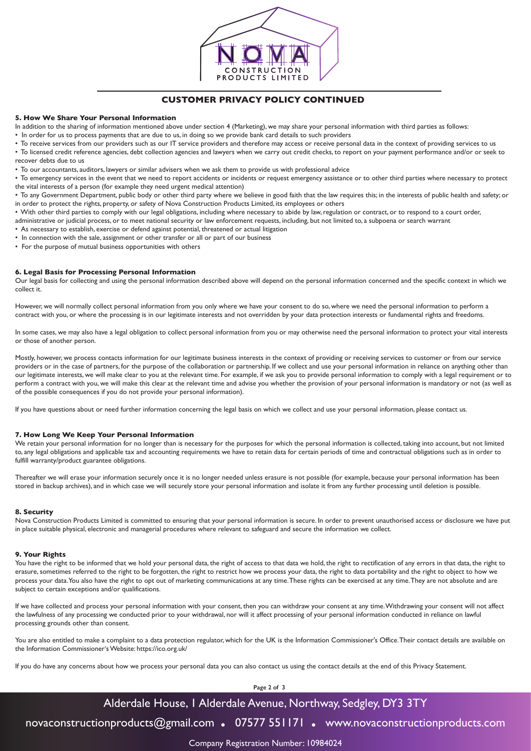## CUSTOMER PRIVACY POLICY CONTINUED

### 5. How We Share Your Personal Information

In addition to the sharing of information mentioned above under section 4 (Marketing), we may share your personal information with third parties as follows:

- In order for us to process payments that are due to us, in doing so we provide bank card details to such providers
- To receive services from our providers such as our IT service providers and therefore may access or receive personal data in the context of providing services to us
- To licensed credit reference agencies, debt collection agencies and lawyers when we carry out credit checks, to report on your payment performance and/or or seek to recover debts due to us
- To our accountants, auditors, lawyers or similar advisers when we ask them to provide us with professional advice
- To emergency services in the event that we need to report accidents or incidents or request emergency assistance or to other third parties where necessary to protect the vital interests of a person (for example they need urgent medical attention)
- To any Government Department, public body or other third party where we believe in good faith that the law requires this; in the interests of public health and safety; or in order to protect the rights, property, or safety of Nova Construction Products Limited, its employees or others
- With other third parties to comply with our legal obligations, including where necessary to abide by law, regulation or contract, or to respond to a court order, administrative or judicial process, or to meet national security or law enforcement requests, including, but not limited to, a subpoena or search warrant
- As necessary to establish, exercise or defend against potential, threatened or actual litigation
- In connection with the sale, assignment or other transfer or all or part of our business
- For the purpose of mutual business opportunities with others

### 6. Legal Basis for Processing Personal Information

Our legal basis for collecting and using the personal information described above will depend on the personal information concerned and the specific context in which we collect it.

However, we will normally collect personal information from you only where we have your consent to do so, where we need the personal information to perform a contract with you, or where the processing is in our legitimate interests and not overridden by your data protection interests or fundamental rights and freedoms.

In some cases, we may also have a legal obligation to collect personal information from you or may otherwise need the personal information to protect your vital interests or those of another person.

Mostly, however, we process contacts information for our legitimate business interests in the context of providing or receiving services to customer or from our service providers or in the case of partners, for the purpose of the collaboration or partnership. If we collect and use your personal information in reliance on anything other than our legitimate interests, we will make clear to you at the relevant time. For example, if we ask you to provide personal information to comply with a legal requirement or to perform a contract with you, we will make this clear at the relevant time and advise you whether the provision of your personal information is mandatory or not (as well as of the possible consequences if you do not provide your personal information).

If you have questions about or need further information concerning the legal basis on which we collect and use your personal information, please contact us.

### 7. How Long We Keep Your Personal Information

We retain your personal information for no longer than is necessary for the purposes for which the personal information is collected, taking into account, but not limited to, any legal obligations and applicable tax and accounting requirements we have to retain data for certain periods of time and contractual obligations such as in order to fulfill warranty/product guarantee obligations.

Thereafter we will erase your information securely once it is no longer needed unless erasure is not possible (for example, because your personal information has been stored in backup archives), and in which case we will securely store your personal information and isolate it from any further processing until deletion is possible.

### 8. Security

Nova Construction Products Limited is committed to ensuring that your personal information is secure. In order to prevent unauthorised access or disclosure we have put in place suitable physical, electronic and managerial procedures where relevant to safeguard and secure the information we collect.

### 9. Your Rights

You have the right to be informed that we hold your personal data, the right of access to that data we hold, the right to rectification of any errors in that data, the right to erasure, sometimes referred to the right to be forgotten, the right to restrict how we process your data, the right to data portability and the right to object to how we process your data. You also have the right to opt out of marketing communications at any time. These rights can be exercised at any time. They are not absolute and are subject to certain exceptions and/or qualifications.

If we have collected and process your personal information with your consent, then you can withdraw your consent at any time. Withdrawing your consent will not affect the lawfulness of any processing we conducted prior to your withdrawal, nor will it affect processing of your personal information conducted in reliance on lawful processing grounds other than consent.

You are also entitled to make a complaint to a data protection regulator, which for the UK is the Information Commissioner's Office. Their contact details are available on the Information Commissioner's Website: https://ico.org.uk/

If you do have any concerns about how we process your personal data you can also contact us using the contact details at the end of this Privacy Statement.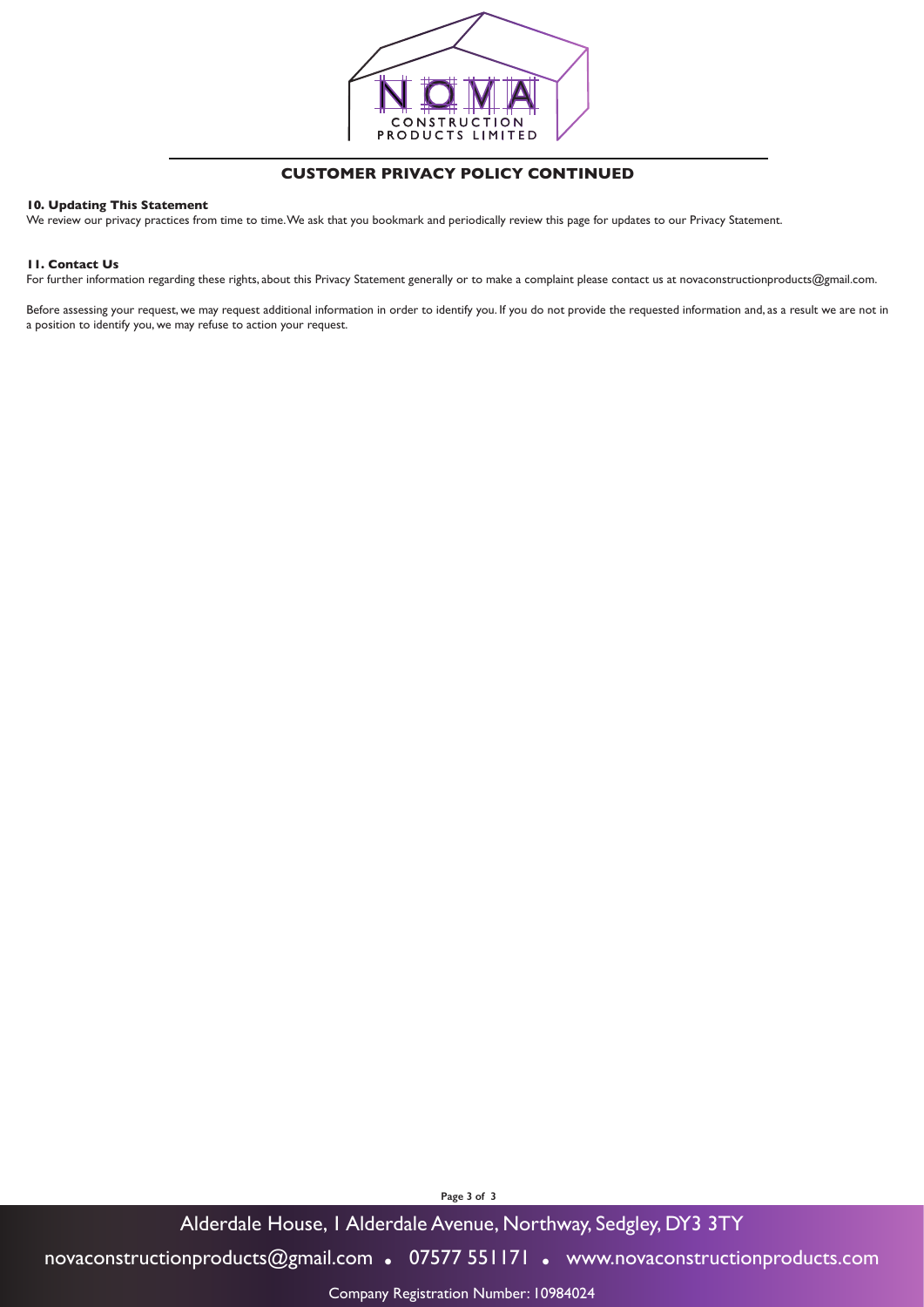## CUSTOMER PRIVACY POLICY CONTINUED

**10. Updating This Statement**

We review our privacy practices from time to time. We ask that you bookmark and periodically review this page for updates to our Privacy Statement.

**11. Contact Us**

For further information regarding these rights, about this Privacy Statement generally or to make a complaint please contact us at novaconstructionproducts@gmail.com.

Before assessing your request, we may request additional information in order to identify you. If you do not provide the requested information and, as a result we are not in a position to identify you, we may refuse to action your request.